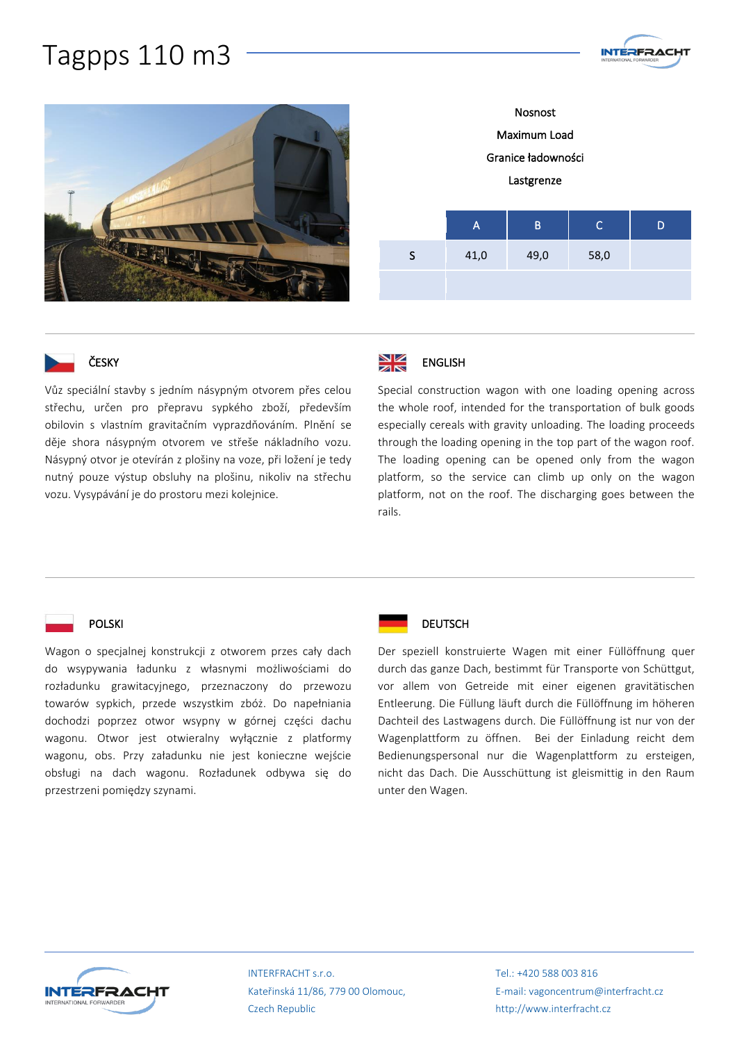# Tagpps 110 m3

Nosnost

Maximum Load

Granice ładowności

Lastgrenze

| | A | B | C | D |
|---|---|---|---|---|
| S | 41,0 | 49,0 | 58,0 | |
| | | | | |

## ČESKY

Vůz speciální stavby s jedním násypným otvorem přes celou střechu, určen pro přepravu sypkého zboží, především obilovin s vlastním gravitačním vyprazdňováním. Plnění se děje shora násypným otvorem ve střeše nákladního vozu. Násypný otvor je otevírán z plošiny na voze, při ložení je tedy nutný pouze výstup obsluhy na plošinu, nikoliv na střechu vozu. Vysypávání je do prostoru mezi kolejnice.

## ENGLISH

Special construction wagon with one loading opening across the whole roof, intended for the transportation of bulk goods especially cereals with gravity unloading. The loading proceeds through the loading opening in the top part of the wagon roof. The loading opening can be opened only from the wagon platform, so the service can climb up only on the wagon platform, not on the roof. The discharging goes between the rails.

## POLSKI

Wagon o specjalnej konstrukcji z otworem przes cały dach do wsypywania ładunku z własnymi możliwościami do rozładunku grawitacyjnego, przeznaczony do przewozu towarów sypkich, przede wszystkim zbóż. Do napełniania dochodzi poprzez otwor wsypny w górnej części dachu wagonu. Otwor jest otwieralny wyłącznie z platformy wagonu, obs. Przy załadunku nie jest konieczne wejście obsługi na dach wagonu. Rozładunek odbywa się do przestrzeni pomiędzy szynami.

## DEUTSCH

Der speziell konstruierte Wagen mit einer Füllöffnung quer durch das ganze Dach, bestimmt für Transporte von Schüttgut, vor allem von Getreide mit einer eigenen gravitätischen Entleerung. Die Füllung läuft durch die Füllöffnung im höheren Dachteil des Lastwagens durch. Die Füllöffnung ist nur von der Wagenplattform zu öffnen. Bei der Einladung reicht dem Bedienungspersonal nur die Wagenplattform zu ersteigen, nicht das Dach. Die Ausschüttung ist gleismittig in den Raum unter den Wagen.

INTERFRACHT s.r.o.
Kateřinská 11/86, 779 00 Olomouc,
Czech Republic

Tel.: +420 588 003 816
E-mail: vagoncentrum@interfracht.cz
http://www.interfracht.cz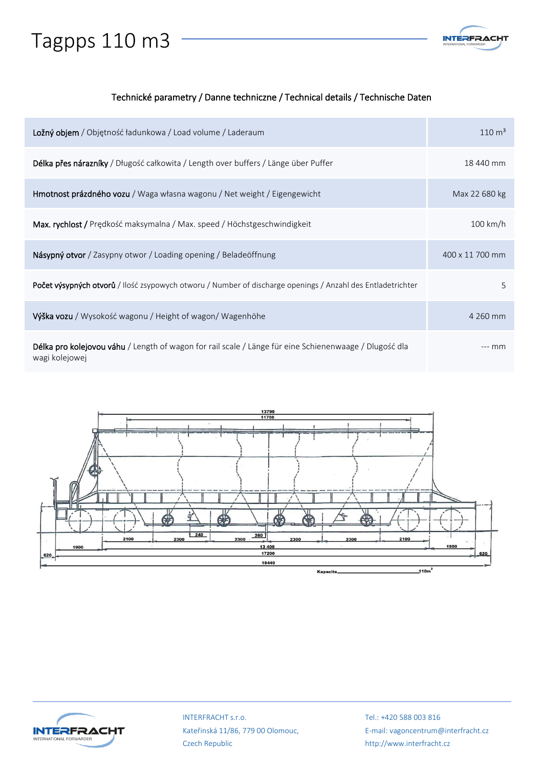# Tagpps 110 m3

Technické parametry / Danne techniczne / Technical details / Technische Daten

| | |
|---|---|
| **Ložný objem** / Objętność ładunkowa / Load volume / Laderaum | 110 m$^3$ |
| **Délka přes nárazníky** / Długość całkowita / Length over buffers / Länge über Puffer | 18 440 mm |
| **Hmotnost prázdného vozu** / Waga własna wagonu / Net weight / Eigengewicht | Max 22 680 kg |
| **Max. rychlost** / Prędkość maksymalna / Max. speed / Höchstgeschwindigkeit | 100 km/h |
| **Násypný otvor** / Zasypny otwor / Loading opening / Beladeöffnung | 400 x 11 700 mm |
| **Počet výsypných otvorů** / Ilość zsypowych otworu / Number of discharge openings / Anzahl des Entladetrichter | 5 |
| **Výška vozu** / Wysokość wagonu / Height of wagon/ Wagenhöhe | 4 260 mm |
| **Délka pro kolejovou váhu** / Length of wagon for rail scale / Länge für eine Schienenwaage / Dlugość dla wagi kolejowej | --- mm |

INTERFRACHT s.r.o.
Kateřinská 11/86, 779 00 Olomouc,
Czech Republic

Tel.: +420 588 003 816
E-mail: vagoncentrum@interfracht.cz
http://www.interfracht.cz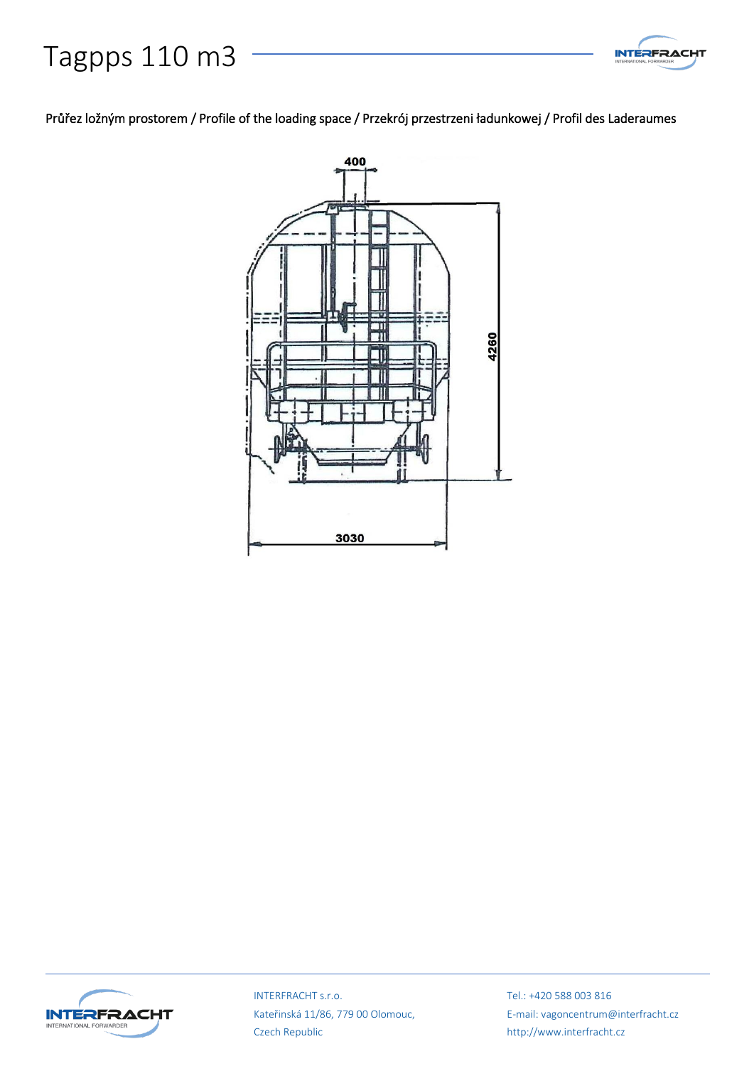# Tagpps 110 m3

Průřez ložným prostorem / Profile of the loading space / Przekrój przestrzeni ładunkowej / Profil des Laderaumes

400

4260

3030